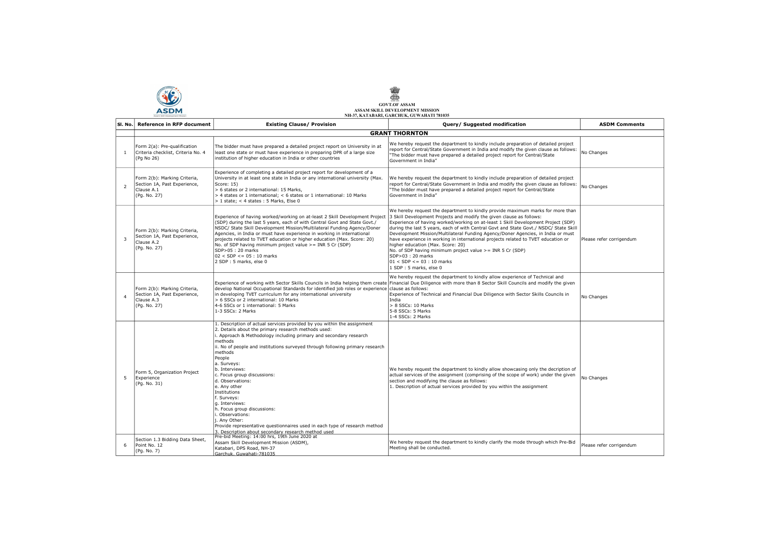GOVT.OF ASSAM
ASSAM SKILL DEVELOPMENT MISSION
NH-37, KATABARI, GARCHUK, GUWAHATI 781035

| Sl. No. | Reference in RFP document | Existing Clause/ Provision | Query/ Suggested modification | ASDM Comments |
|---|---|---|---|---|
| | | **GRANT THORNTON** | | |
| 1 | Form 2(a): Pre-qualification Criteria checklist, Criteria No. 4 (Pg No 26) | The bidder must have prepared a detailed project report on University in at least one state or must have experience in preparing DPR of a large size institution of higher education in India or other countries | We hereby request the department to kindly include preparation of detailed project report for Central/State Government in India and modify the given clause as follows: "The bidder must have prepared a detailed project report for Central/State Government in India" | No Changes |
| 2 | Form 2(b): Marking Criteria, Section 1A, Past Experience, Clause A.1 (Pg. No. 27) | Experience of completing a detailed project report for development of a University in at least one state in India or any international university (Max. Score: 15)<br>> 6 states or 2 international: 15 Marks,<br>> 4 states or 1 international; < 6 states or 1 international: 10 Marks<br>> 1 state; < 4 states : 5 Marks, Else 0 | We hereby request the department to kindly include preparation of detailed project report for Central/State Government in India and modify the given clause as follows: "The bidder must have prepared a detailed project report for Central/State Government in India" | No Changes |
| 3 | Form 2(b): Marking Criteria, Section 1A, Past Experience, Clause A.2 (Pg. No. 27) | Experience of having worked/working on at-least 2 Skill Development Project (SDP) during the last 5 years, each of with Central Govt and State Govt./ NSDC/ State Skill Development Mission/Multilateral Funding Agency/Doner Agencies, in India or must have experience in working in international projects related to TVET education or higher education (Max. Score: 20)<br>No. of SDP having minimum project value >= INR 5 Cr (SDP)<br>SDP>05 : 20 marks<br>02 < SDP <= 05 : 10 marks<br>2 SDP : 5 marks, else 0 | We hereby request the department to kindly provide maximum marks for more than 3 Skill Development Projects and modify the given clause as follows:<br>Experience of having worked/working on at-least 1 Skill Development Project (SDP) during the last 5 years, each of with Central Govt and State Govt./ NSDC/ State Skill Development Mission/Multilateral Funding Agency/Doner Agencies, in India or must have experience in working in international projects related to TVET education or higher education (Max. Score: 20)<br>No. of SDP having minimum project value >= INR 5 Cr (SDP)<br>SDP>03 : 20 marks<br>01 < SDP <= 03 : 10 marks<br>1 SDP : 5 marks, else 0 | Please refer corrigendum |
| 4 | Form 2(b): Marking Criteria, Section 1A, Past Experience, Clause A.3 (Pg. No. 27) | Experience of working with Sector Skills Councils in India helping them create develop National Occupational Standards for identified job roles or experience in developing TVET curriculum for any international university<br>> 6 SSCs or 2 international: 10 Marks<br>4-6 SSCs or 1 international: 5 Marks<br>1-3 SSCs: 2 Marks | We hereby request the department to kindly allow experience of Technical and Financial Due Diligence with more than 8 Sector Skill Councils and modify the given clause as follows:<br>Experience of Technical and Financial Due Diligence with Sector Skills Councils in India<br>> 8 SSCs: 10 Marks<br>5-8 SSCs: 5 Marks<br>1-4 SSCs: 2 Marks | No Changes |
| 5 | Form 5, Organization Project Experience (Pg. No. 31) | 1. Description of actual services provided by you within the assignment<br>2. Details about the primary research methods used:<br>i. Approach & Methodology including primary and secondary research methods<br>ii. No of people and institutions surveyed through following primary research methods<br>People<br>a. Surveys:<br>b. Interviews:<br>c. Focus group discussions:<br>d. Observations:<br>e. Any other<br>Institutions<br>f. Surveys:<br>g. Interviews:<br>h. Focus group discussions:<br>i. Observations:<br>j. Any Other:<br>Provide representative questionnaires used in each type of research method<br>3. Description about secondary research method used | We hereby request the department to kindly allow showcasing only the decription of actual services of the assignment (comprising of the scope of work) under the given section and modifying the clause as follows:<br>1. Description of actual services provided by you within the assignment | No Changes |
| 6 | Section 1.3 Bidding Data Sheet, Point No. 12 (Pg. No. 7) | Pre-bid Meeting: 14:00 hrs, 19th June 2020 at<br>Assam Skill Development Mission (ASDM),<br>Katabari, DPS Road, NH-37<br>Garchuk, Guwahati-781035 | We hereby request the department to kindly clarify the mode through which Pre-Bid Meeting shall be conducted. | Please refer corrigendum |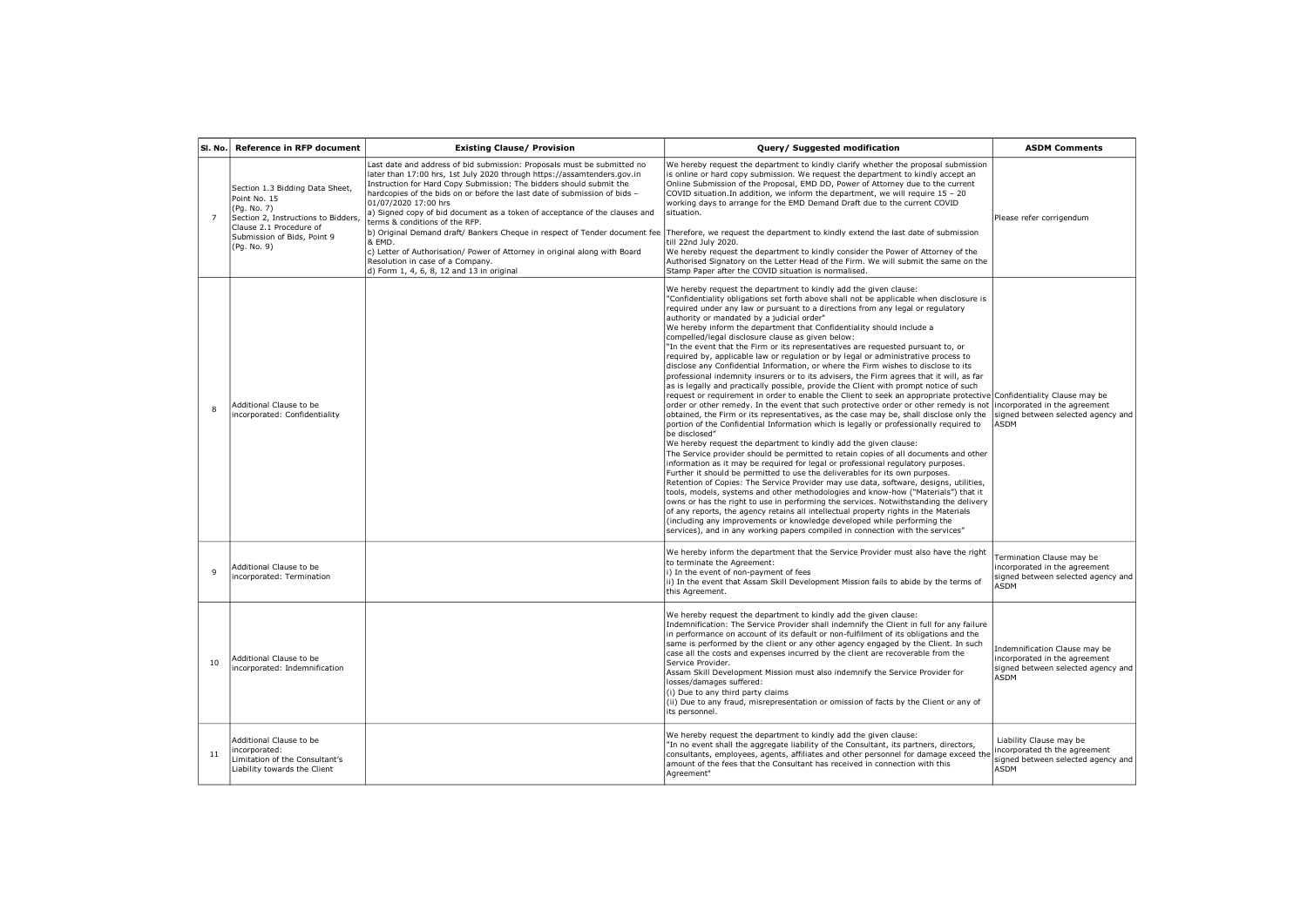| Sl. No. | Reference in RFP document | Existing Clause/ Provision | Query/ Suggested modification | ASDM Comments |
|---|---|---|---|---|
| 7 | Section 1.3 Bidding Data Sheet, Point No. 15 (Pg. No. 7) Section 2, Instructions to Bidders, Clause 2.1 Procedure of Submission of Bids, Point 9 (Pg. No. 9) | Last date and address of bid submission: Proposals must be submitted no later than 17:00 hrs, 1st July 2020 through https://assamtenders.gov.in Instruction for Hard Copy Submission: The bidders should submit the hardcopies of the bids on or before the last date of submission of bids – 01/07/2020 17:00 hrs<br>a) Signed copy of bid document as a token of acceptance of the clauses and terms & conditions of the RFP.<br>b) Original Demand draft/ Bankers Cheque in respect of Tender document fee & EMD.<br>c) Letter of Authorisation/ Power of Attorney in original along with Board Resolution in case of a Company.<br>d) Form 1, 4, 6, 8, 12 and 13 in original | We hereby request the department to kindly clarify whether the proposal submission is online or hard copy submission. We request the department to kindly accept an Online Submission of the Proposal, EMD DD, Power of Attorney due to the current COVID situation.In addition, we inform the department, we will require 15 – 20 working days to arrange for the EMD Demand Draft due to the current COVID situation.<br>Therefore, we request the department to kindly extend the last date of submission till 22nd July 2020.<br>We hereby request the department to kindly consider the Power of Attorney of the Authorised Signatory on the Letter Head of the Firm. We will submit the same on the Stamp Paper after the COVID situation is normalised. | Please refer corrigendum |
| 8 | Additional Clause to be incorporated: Confidentiality | | We hereby request the department to kindly add the given clause:<br>"Confidentiality obligations set forth above shall not be applicable when disclosure is required under any law or pursuant to a directions from any legal or regulatory authority or mandated by a judicial order"<br>We hereby inform the department that Confidentiality should include a compelled/legal disclosure clause as given below:<br>"In the event that the Firm or its representatives are requested pursuant to, or required by, applicable law or regulation or by legal or administrative process to disclose any Confidential Information, or where the Firm wishes to disclose to its professional indemnity insurers or to its advisers, the Firm agrees that it will, as far as is legally and practically possible, provide the Client with prompt notice of such request or requirement in order to enable the Client to seek an appropriate protective order or other remedy. In the event that such protective order or other remedy is not obtained, the Firm or its representatives, as the case may be, shall disclose only the portion of the Confidential Information which is legally or professionally required to be disclosed"<br>We hereby request the department to kindly add the given clause:<br>The Service provider should be permitted to retain copies of all documents and other information as it may be required for legal or professional regulatory purposes. Further it should be permitted to use the deliverables for its own purposes.<br>Retention of Copies: The Service Provider may use data, software, designs, utilities, tools, models, systems and other methodologies and know-how ("Materials") that it owns or has the right to use in performing the services. Notwithstanding the delivery of any reports, the agency retains all intellectual property rights in the Materials (including any improvements or knowledge developed while performing the services), and in any working papers compiled in connection with the services" | Confidentiality Clause may be incorporated in the agreement signed between selected agency and ASDM |
| 9 | Additional Clause to be incorporated: Termination | | We hereby inform the department that the Service Provider must also have the right to terminate the Agreement:<br>i) In the event of non-payment of fees<br>ii) In the event that Assam Skill Development Mission fails to abide by the terms of this Agreement. | Termination Clause may be incorporated in the agreement signed between selected agency and ASDM |
| 10 | Additional Clause to be incorporated: Indemnification | | We hereby request the department to kindly add the given clause:<br>Indemnification: The Service Provider shall indemnify the Client in full for any failure in performance on account of its default or non-fulfilment of its obligations and the same is performed by the client or any other agency engaged by the Client. In such case all the costs and expenses incurred by the client are recoverable from the Service Provider.<br>Assam Skill Development Mission must also indemnify the Service Provider for losses/damages suffered:<br>(i) Due to any third party claims<br>(ii) Due to any fraud, misrepresentation or omission of facts by the Client or any of its personnel. | Indemnification Clause may be incorporated in the agreement signed between selected agency and ASDM |
| 11 | Additional Clause to be incorporated: Limitation of the Consultant's Liability towards the Client | | We hereby request the department to kindly add the given clause:<br>"In no event shall the aggregate liability of the Consultant, its partners, directors, consultants, employees, agents, affiliates and other personnel for damage exceed the amount of the fees that the Consultant has received in connection with this Agreement" | Liability Clause may be incorporated th the agreement signed between selected agency and ASDM |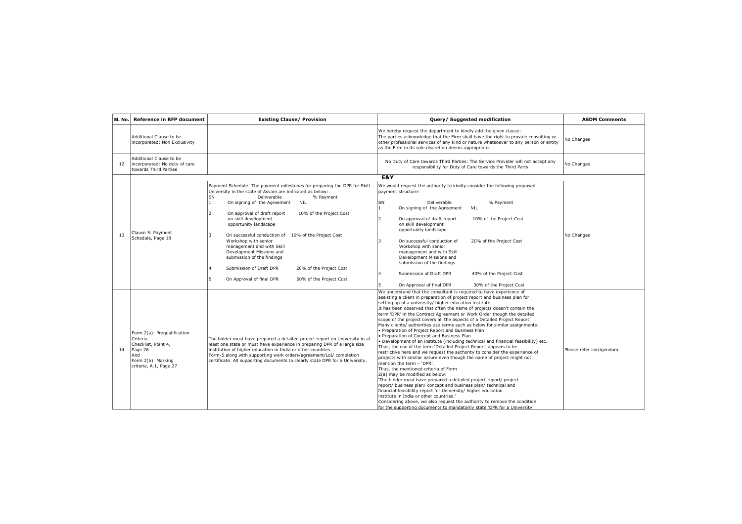| Sl. No. | Reference in RFP document | Existing Clause/ Provision | Query/ Suggested modification | ASDM Comments |
|---|---|---|---|---|
| | Additional Clause to be incorporated: Non Exclusivity | | We hereby request the department to kindly add the given clause:<br>The parties acknowledge that the Firm shall have the right to provide consulting or other professional services of any kind or nature whatsoever to any person or entity as the Firm in its sole discretion deems appropriate. | No Changes |
| 12 | Additional Clause to be incorporated: No duty of care towards Third Parties | | No Duty of Care towards Third Parties: The Service Provider will not accept any responsibility for Duty of Care towards the Third Party | No Changes |
| | | | **E&Y** | |
| 13 | Clause 5: Payment Schedule, Page 18 | Payment Schedule: The payment milestones for preparing the DPR for Skill University in the state of Assam are indicated as below:<br>SN / Deliverable / % Payment<br>1 On signing of the Agreement — NIL<br>2 On approval of draft report on skill development opportunity landscape — 10% of the Project Cost<br>3 On successful conduction of Workshop with senior management and with Skill Development Missions and submission of the findings — 10% of the Project Cost<br>4 Submission of Draft DPR — 20% of the Project Cost<br>5 On Approval of final DPR — 60% of the Project Cost | We would request the authority to kindly consider the following proposed payment structure:<br>SN / Deliverable / % Payment<br>1 On signing of the Agreement — NIL<br>2 On approval of draft report on skill development opportunity landscape — 10% of the Project Cost<br>3 On successful conduction of Workshop with senior management and with Skill Development Missions and submission of the findings — 20% of the Project Cost<br>4 Submission of Draft DPR — 40% of the Project Cost<br>5 On Approval of final DPR — 30% of the Project Cost | No Changes |
| 14 | Form 2(a): Prequalification Criteria Checklist, Point 4, Page 26<br>And<br>Form 2(b): Marking criteria, A.1, Page 27 | The bidder must have prepared a detailed project report on University in at least one state or must have experience in preparing DPR of a large size institution of higher education in India or other countries.<br>Form-5 along with supporting work orders/agreement/LoI/ completion certificate. All supporting documents to clearly state DPR for a University. | We understand that the consultant is required to have experience of assisting a client in preparation of project report and business plan for setting up of a university/ higher education institute.<br>It has been observed that often the name of projects doesn't contain the term 'DPR' in the Contract Agreement or Work Order though the detailed scope of the project covers all the aspects of a Detailed Project Report.<br>Many clients/ authorities use terms such as below for similar assignments:<br>• Preparation of Project Report and Business Plan<br>• Preparation of Concept and Business Plan<br>• Development of an institute (including technical and financial feasibility) etc.<br>Thus, the use of the term 'Detailed Project Report' appears to be restrictive here and we request the authority to consider the experience of projects with similar nature even though the name of project might not mention the term – 'DPR'.<br>Thus, the mentioned criteria of Form 2(a) may be modified as below:<br>'The bidder must have prepared a detailed project report/ project report/ business plan/ concept and business plan/ technical and financial feasibility report for University/ higher education institute in India or other countries.'<br>Considering above, we also request the authority to remove the condition for the supporting documents to mandatorily state 'DPR for a University' | Please refer corrigendum |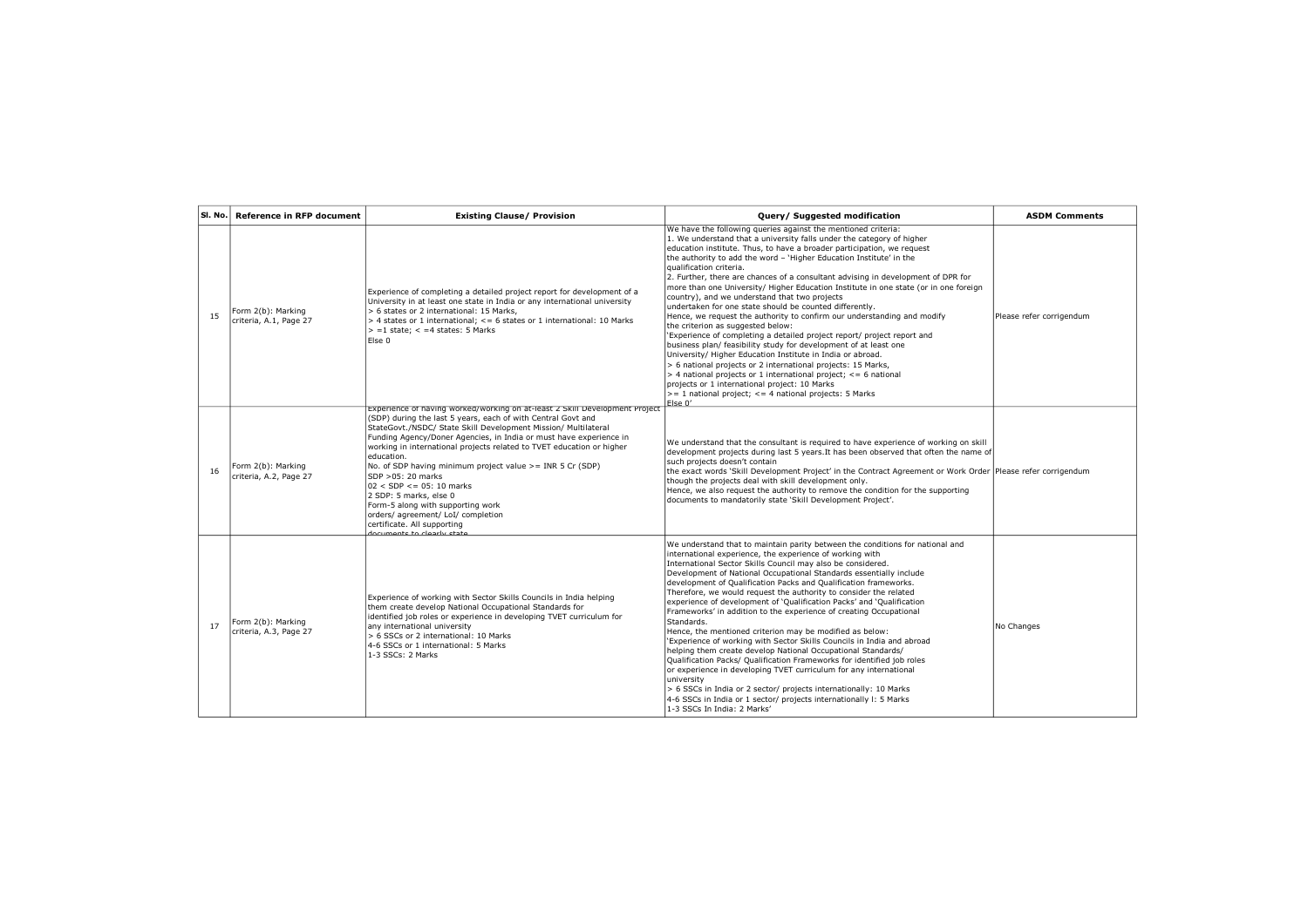| Sl. No. | Reference in RFP document | Existing Clause/ Provision | Query/ Suggested modification | ASDM Comments |
|---|---|---|---|---|
| 15 | Form 2(b): Marking criteria, A.1, Page 27 | Experience of completing a detailed project report for development of a University in at least one state in India or any international university<br>> 6 states or 2 international: 15 Marks,<br>> 4 states or 1 international; <= 6 states or 1 international: 10 Marks<br>> =1 state; < =4 states: 5 Marks<br>Else 0 | We have the following queries against the mentioned criteria:<br>1. We understand that a university falls under the category of higher education institute. Thus, to have a broader participation, we request the authority to add the word – 'Higher Education Institute' in the qualification criteria.<br>2. Further, there are chances of a consultant advising in development of DPR for more than one University/ Higher Education Institute in one state (or in one foreign country), and we understand that two projects undertaken for one state should be counted differently.<br>Hence, we request the authority to confirm our understanding and modify the criterion as suggested below:<br>'Experience of completing a detailed project report/ project report and business plan/ feasibility study for development of at least one University/ Higher Education Institute in India or abroad.<br>> 6 national projects or 2 international projects: 15 Marks,<br>> 4 national projects or 1 international project; <= 6 national projects or 1 international project: 10 Marks<br>>= 1 national project; <= 4 national projects: 5 Marks<br>Else 0' | Please refer corrigendum |
| 16 | Form 2(b): Marking criteria, A.2, Page 27 | Experience of having worked/working on at-least 2 Skill Development Project (SDP) during the last 5 years, each of with Central Govt and StateGovt./NSDC/ State Skill Development Mission/ Multilateral Funding Agency/Doner Agencies, in India or must have experience in working in international projects related to TVET education or higher education.<br>No. of SDP having minimum project value >= INR 5 Cr (SDP)<br>SDP >05: 20 marks<br>02 < SDP <= 05: 10 marks<br>2 SDP: 5 marks, else 0<br>Form-5 along with supporting work orders/ agreement/ LoI/ completion certificate. All supporting documents to clearly state | We understand that the consultant is required to have experience of working on skill development projects during last 5 years.It has been observed that often the name of such projects doesn't contain the exact words 'Skill Development Project' in the Contract Agreement or Work Order though the projects deal with skill development only.<br>Hence, we also request the authority to remove the condition for the supporting documents to mandatorily state 'Skill Development Project'. | Please refer corrigendum |
| 17 | Form 2(b): Marking criteria, A.3, Page 27 | Experience of working with Sector Skills Councils in India helping them create develop National Occupational Standards for identified job roles or experience in developing TVET curriculum for any international university<br>> 6 SSCs or 2 international: 10 Marks<br>4-6 SSCs or 1 international: 5 Marks<br>1-3 SSCs: 2 Marks | We understand that to maintain parity between the conditions for national and international experience, the experience of working with International Sector Skills Council may also be considered.<br>Development of National Occupational Standards essentially include development of Qualification Packs and Qualification frameworks.<br>Therefore, we would request the authority to consider the related experience of development of 'Qualification Packs' and 'Qualification Frameworks' in addition to the experience of creating Occupational Standards.<br>Hence, the mentioned criterion may be modified as below:<br>'Experience of working with Sector Skills Councils in India and abroad helping them create develop National Occupational Standards/ Qualification Packs/ Qualification Frameworks for identified job roles or experience in developing TVET curriculum for any international university<br>> 6 SSCs in India or 2 sector/ projects internationally: 10 Marks<br>4-6 SSCs in India or 1 sector/ projects internationally l: 5 Marks<br>1-3 SSCs In India: 2 Marks' | No Changes |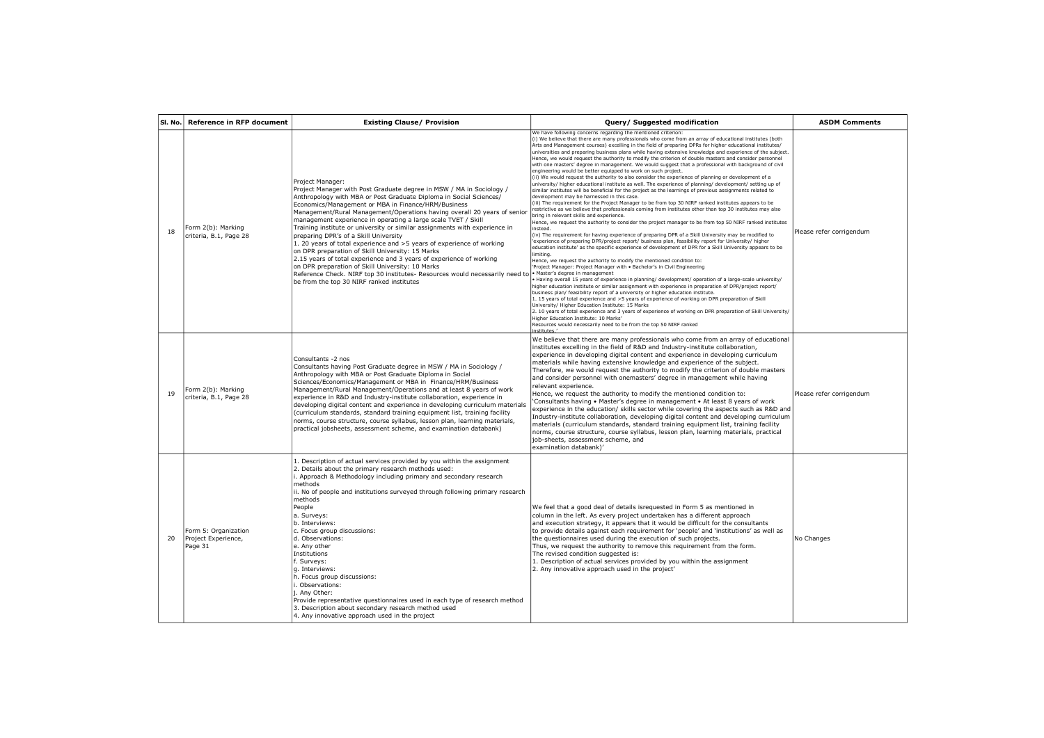| Sl. No. | Reference in RFP document | Existing Clause/ Provision | Query/ Suggested modification | ASDM Comments |
|---|---|---|---|---|
| 18 | Form 2(b): Marking criteria, B.1, Page 28 | Project Manager:<br>Project Manager with Post Graduate degree in MSW / MA in Sociology / Anthropology with MBA or Post Graduate Diploma in Social Sciences/ Economics/Management or MBA in Finance/HRM/Business Management/Rural Management/Operations having overall 20 years of senior management experience in operating a large scale TVET / Skill Training institute or university or similar assignments with experience in preparing DPR's of a Skill University<br>1. 20 years of total experience and >5 years of experience of working on DPR preparation of Skill University: 15 Marks<br>2.15 years of total experience and 3 years of experience of working on DPR preparation of Skill University: 10 Marks<br>Reference Check. NIRF top 30 institutes- Resources would necessarily need to be from the top 30 NIRF ranked institutes | We have following concerns regarding the mentioned criterion:<br>(i) We believe that there are many professionals who come from an array of educational institutes (both Arts and Management courses) excelling in the field of preparing DPRs for higher educational institutes/ universities and preparing business plans while having extensive knowledge and experience of the subject. Hence, we would request the authority to modify the criterion of double masters and consider personnel with one masters' degree in management. We would suggest that a professional with background of civil engineering would be better equipped to work on such project.<br>(ii) We would request the authority to also consider the experience of planning or development of a university/ higher educational institute as well. The experience of planning/ development/ setting up of similar institutes will be beneficial for the project as the learnings of previous assignments related to development may be harnessed in this case.<br>(iii) The requirement for the Project Manager to be from top 30 NIRF ranked institutes appears to be restrictive as we believe that professionals coming from institutes other than top 30 institutes may also bring in relevant skills and experience.<br>Hence, we request the authority to consider the project manager to be from top 50 NIRF ranked institutes instead.<br>(iv) The requirement for having experience of preparing DPR of a Skill University may be modified to 'experience of preparing DPR/project report/ business plan, feasibility report for University/ higher education institute' as the specific experience of development of DPR for a Skill University appears to be limiting.<br>Hence, we request the authority to modify the mentioned condition to:<br>'Project Manager: Project Manager with • Bachelor's in Civil Engineering<br>• Master's degree in management<br>• Having overall 15 years of experience in planning/ development/ operation of a large-scale university/ higher education institute or similar assignment with experience in preparation of DPR/project report/ business plan/ feasibility report of a university or higher education institute.<br>1. 15 years of total experience and >5 years of experience of working on DPR preparation of Skill University/ Higher Education Institute: 15 Marks<br>2. 10 years of total experience and 3 years of experience of working on DPR preparation of Skill University/ Higher Education Institute: 10 Marks'<br>Resources would necessarily need to be from the top 50 NIRF ranked institutes.' | Please refer corrigendum |
| 19 | Form 2(b): Marking criteria, B.1, Page 28 | Consultants -2 nos<br>Consultants having Post Graduate degree in MSW / MA in Sociology / Anthropology with MBA or Post Graduate Diploma in Social Sciences/Economics/Management or MBA in Finance/HRM/Business Management/Rural Management/Operations and at least 8 years of work experience in R&D and Industry-institute collaboration, experience in developing digital content and experience in developing curriculum materials (curriculum standards, standard training equipment list, training facility norms, course structure, course syllabus, lesson plan, learning materials, practical jobsheets, assessment scheme, and examination databank) | We believe that there are many professionals who come from an array of educational institutes excelling in the field of R&D and Industry-institute collaboration, experience in developing digital content and experience in developing curriculum materials while having extensive knowledge and experience of the subject. Therefore, we would request the authority to modify the criterion of double masters and consider personnel with onemasters' degree in management while having relevant experience.<br>Hence, we request the authority to modify the mentioned condition to:<br>'Consultants having • Master's degree in management • At least 8 years of work experience in the education/ skills sector while covering the aspects such as R&D and Industry-institute collaboration, developing digital content and developing curriculum materials (curriculum standards, standard training equipment list, training facility norms, course structure, course syllabus, lesson plan, learning materials, practical job-sheets, assessment scheme, and examination databank)' | Please refer corrigendum |
| 20 | Form 5: Organization Project Experience, Page 31 | 1. Description of actual services provided by you within the assignment<br>2. Details about the primary research methods used:<br>i. Approach & Methodology including primary and secondary research methods<br>ii. No of people and institutions surveyed through following primary research methods<br>People<br>a. Surveys:<br>b. Interviews:<br>c. Focus group discussions:<br>d. Observations:<br>e. Any other<br>Institutions<br>f. Surveys:<br>g. Interviews:<br>h. Focus group discussions:<br>i. Observations:<br>j. Any Other:<br>Provide representative questionnaires used in each type of research method<br>3. Description about secondary research method used<br>4. Any innovative approach used in the project | We feel that a good deal of details isrequested in Form 5 as mentioned in column in the left. As every project undertaken has a different approach and execution strategy, it appears that it would be difficult for the consultants to provide details against each requirement for 'people' and 'institutions' as well as the questionnaires used during the execution of such projects.<br>Thus, we request the authority to remove this requirement from the form.<br>The revised condition suggested is:<br>1. Description of actual services provided by you within the assignment<br>2. Any innovative approach used in the project' | No Changes |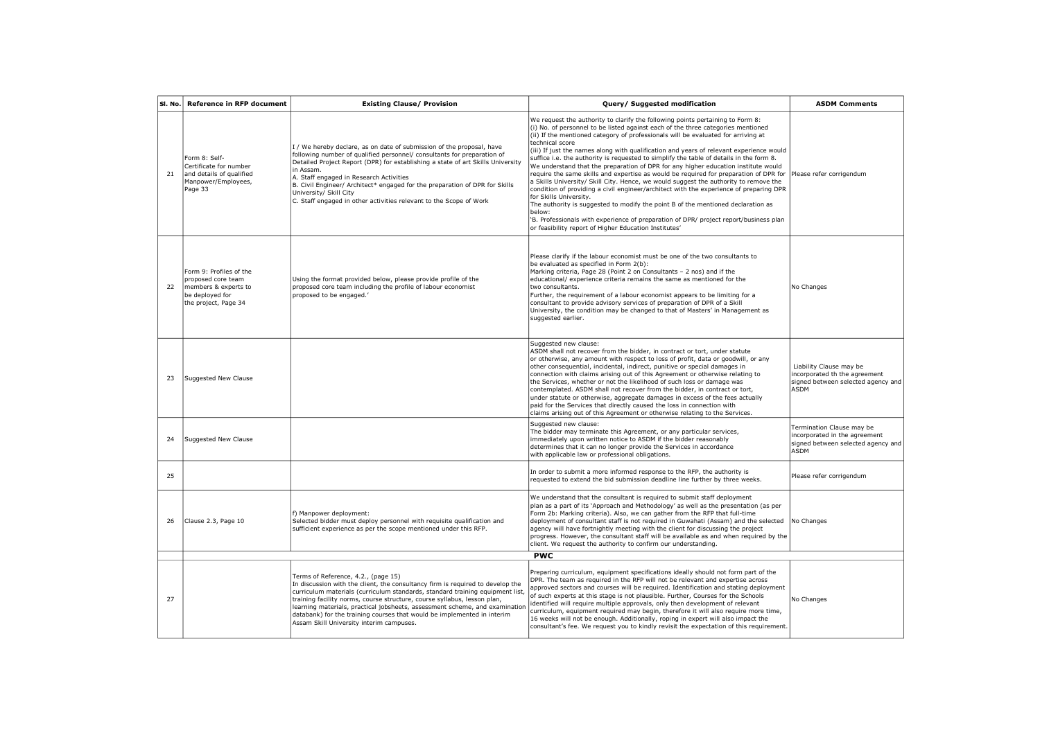| Sl. No. | Reference in RFP document | Existing Clause/ Provision | Query/ Suggested modification | ASDM Comments |
|---|---|---|---|---|
| 21 | Form 8: Self-Certificate for number and details of qualified Manpower/Employees, Page 33 | I / We hereby declare, as on date of submission of the proposal, have following number of qualified personnel/ consultants for preparation of Detailed Project Report (DPR) for establishing a state of art Skills University in Assam.<br>A. Staff engaged in Research Activities<br>B. Civil Engineer/ Architect* engaged for the preparation of DPR for Skills University/ Skill City<br>C. Staff engaged in other activities relevant to the Scope of Work | We request the authority to clarify the following points pertaining to Form 8:<br>(i) No. of personnel to be listed against each of the three categories mentioned<br>(ii) If the mentioned category of professionals will be evaluated for arriving at technical score<br>(iii) If just the names along with qualification and years of relevant experience would suffice i.e. the authority is requested to simplify the table of details in the form 8.<br>We understand that the preparation of DPR for any higher education institute would require the same skills and expertise as would be required for preparation of DPR for a Skills University/ Skill City. Hence, we would suggest the authority to remove the condition of providing a civil engineer/architect with the experience of preparing DPR for Skills University.<br>The authority is suggested to modify the point B of the mentioned declaration as below:<br>'B. Professionals with experience of preparation of DPR/ project report/business plan or feasibility report of Higher Education Institutes' | Please refer corrigendum |
| 22 | Form 9: Profiles of the proposed core team members & experts to be deployed for the project, Page 34 | Using the format provided below, please provide profile of the proposed core team including the profile of labour economist proposed to be engaged.' | Please clarify if the labour economist must be one of the two consultants to be evaluated as specified in Form 2(b):<br>Marking criteria, Page 28 (Point 2 on Consultants – 2 nos) and if the educational/ experience criteria remains the same as mentioned for the two consultants.<br>Further, the requirement of a labour economist appears to be limiting for a consultant to provide advisory services of preparation of DPR of a Skill University, the condition may be changed to that of Masters' in Management as suggested earlier. | No Changes |
| 23 | Suggested New Clause | | Suggested new clause:<br>ASDM shall not recover from the bidder, in contract or tort, under statute or otherwise, any amount with respect to loss of profit, data or goodwill, or any other consequential, incidental, indirect, punitive or special damages in connection with claims arising out of this Agreement or otherwise relating to the Services, whether or not the likelihood of such loss or damage was contemplated. ASDM shall not recover from the bidder, in contract or tort, under statute or otherwise, aggregate damages in excess of the fees actually paid for the Services that directly caused the loss in connection with claims arising out of this Agreement or otherwise relating to the Services. | Liability Clause may be incorporated th the agreement signed between selected agency and ASDM |
| 24 | Suggested New Clause | | Suggested new clause:<br>The bidder may terminate this Agreement, or any particular services, immediately upon written notice to ASDM if the bidder reasonably determines that it can no longer provide the Services in accordance with applicable law or professional obligations. | Termination Clause may be incorporated in the agreement signed between selected agency and ASDM |
| 25 | | | In order to submit a more informed response to the RFP, the authority is requested to extend the bid submission deadline line further by three weeks. | Please refer corrigendum |
| 26 | Clause 2.3, Page 10 | f) Manpower deployment:<br>Selected bidder must deploy personnel with requisite qualification and sufficient experience as per the scope mentioned under this RFP. | We understand that the consultant is required to submit staff deployment plan as a part of its 'Approach and Methodology' as well as the presentation (as per Form 2b: Marking criteria). Also, we can gather from the RFP that full-time deployment of consultant staff is not required in Guwahati (Assam) and the selected agency will have fortnightly meeting with the client for discussing the project progress. However, the consultant staff will be available as and when required by the client. We request the authority to confirm our understanding. | No Changes |
| | **PWC** | | | |
| 27 | | Terms of Reference, 4.2., (page 15)<br>In discussion with the client, the consultancy firm is required to develop the curriculum materials (curriculum standards, standard training equipment list, training facility norms, course structure, course syllabus, lesson plan, learning materials, practical jobsheets, assessment scheme, and examination databank) for the training courses that would be implemented in interim Assam Skill University interim campuses. | Preparing curriculum, equipment specifications ideally should not form part of the DPR. The team as required in the RFP will not be relevant and expertise across approved sectors and courses will be required. Identification and stating deployment of such experts at this stage is not plausible. Further, Courses for the Schools identified will require multiple approvals, only then development of relevant curriculum, equipment required may begin, therefore it will also require more time, 16 weeks will not be enough. Additionally, roping in expert will also impact the consultant's fee. We request you to kindly revisit the expectation of this requirement. | No Changes |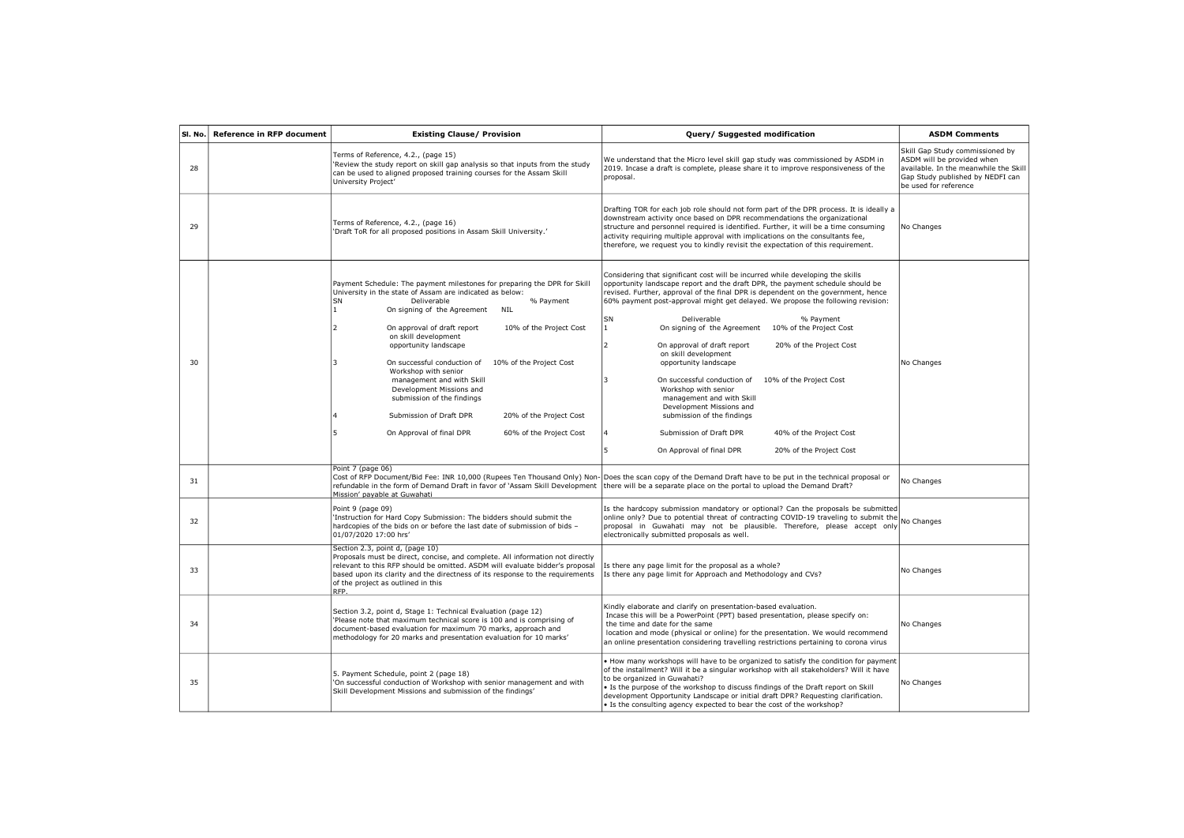| Sl. No. | Reference in RFP document | Existing Clause/ Provision | Query/ Suggested modification | ASDM Comments |
|---|---|---|---|---|
| 28 | | Terms of Reference, 4.2., (page 15)<br>'Review the study report on skill gap analysis so that inputs from the study can be used to aligned proposed training courses for the Assam Skill University Project' | We understand that the Micro level skill gap study was commissioned by ASDM in 2019. Incase a draft is complete, please share it to improve responsiveness of the proposal. | Skill Gap Study commissioned by ASDM will be provided when available. In the meanwhile the Skill Gap Study published by NEDFI can be used for reference |
| 29 | | Terms of Reference, 4.2., (page 16)<br>'Draft ToR for all proposed positions in Assam Skill University.' | Drafting TOR for each job role should not form part of the DPR process. It is ideally a downstream activity once based on DPR recommendations the organizational structure and personnel required is identified. Further, it will be a time consuming activity requiring multiple approval with implications on the consultants fee, therefore, we request you to kindly revisit the expectation of this requirement. | No Changes |
| 30 | | Payment Schedule: The payment milestones for preparing the DPR for Skill University in the state of Assam are indicated as below:<br>SN / Deliverable / % Payment<br>1 / On signing of the Agreement / NIL<br>2 / On approval of draft report on skill development opportunity landscape / 10% of the Project Cost<br>3 / On successful conduction of Workshop with senior management and with Skill Development Missions and submission of the findings / 10% of the Project Cost<br>4 / Submission of Draft DPR / 20% of the Project Cost<br>5 / On Approval of final DPR / 60% of the Project Cost | Considering that significant cost will be incurred while developing the skills opportunity landscape report and the draft DPR, the payment schedule should be revised. Further, approval of the final DPR is dependent on the government, hence 60% payment post-approval might get delayed. We propose the following revision:<br>SN / Deliverable / % Payment<br>1 / On signing of the Agreement / 10% of the Project Cost<br>2 / On approval of draft report on skill development opportunity landscape / 20% of the Project Cost<br>3 / On successful conduction of Workshop with senior management and with Skill Development Missions and submission of the findings / 10% of the Project Cost<br>4 / Submission of Draft DPR / 40% of the Project Cost<br>5 / On Approval of final DPR / 20% of the Project Cost | No Changes |
| 31 | | Point 7 (page 06)<br>Cost of RFP Document/Bid Fee: INR 10,000 (Rupees Ten Thousand Only) Non-refundable in the form of Demand Draft in favor of 'Assam Skill Development Mission' payable at Guwahati | Does the scan copy of the Demand Draft have to be put in the technical proposal or there will be a separate place on the portal to upload the Demand Draft? | No Changes |
| 32 | | Point 9 (page 09)<br>'Instruction for Hard Copy Submission: The bidders should submit the hardcopies of the bids on or before the last date of submission of bids – 01/07/2020 17:00 hrs' | Is the hardcopy submission mandatory or optional? Can the proposals be submitted online only? Due to potential threat of contracting COVID-19 traveling to submit the proposal in Guwahati may not be plausible. Therefore, please accept only electronically submitted proposals as well. | No Changes |
| 33 | | Section 2.3, point d, (page 10)<br>Proposals must be direct, concise, and complete. All information not directly relevant to this RFP should be omitted. ASDM will evaluate bidder's proposal based upon its clarity and the directness of its response to the requirements of the project as outlined in this RFP. | Is there any page limit for the proposal as a whole?<br>Is there any page limit for Approach and Methodology and CVs? | No Changes |
| 34 | | Section 3.2, point d, Stage 1: Technical Evaluation (page 12)<br>'Please note that maximum technical score is 100 and is comprising of document-based evaluation for maximum 70 marks, approach and methodology for 20 marks and presentation evaluation for 10 marks' | Kindly elaborate and clarify on presentation-based evaluation.<br>Incase this will be a PowerPoint (PPT) based presentation, please specify on:<br>the time and date for the same<br>location and mode (physical or online) for the presentation. We would recommend an online presentation considering travelling restrictions pertaining to corona virus | No Changes |
| 35 | | 5. Payment Schedule, point 2 (page 18)<br>'On successful conduction of Workshop with senior management and with Skill Development Missions and submission of the findings' | • How many workshops will have to be organized to satisfy the condition for payment of the installment? Will it be a singular workshop with all stakeholders? Will it have to be organized in Guwahati?<br>• Is the purpose of the workshop to discuss findings of the Draft report on Skill development Opportunity Landscape or initial draft DPR? Requesting clarification.<br>• Is the consulting agency expected to bear the cost of the workshop? | No Changes |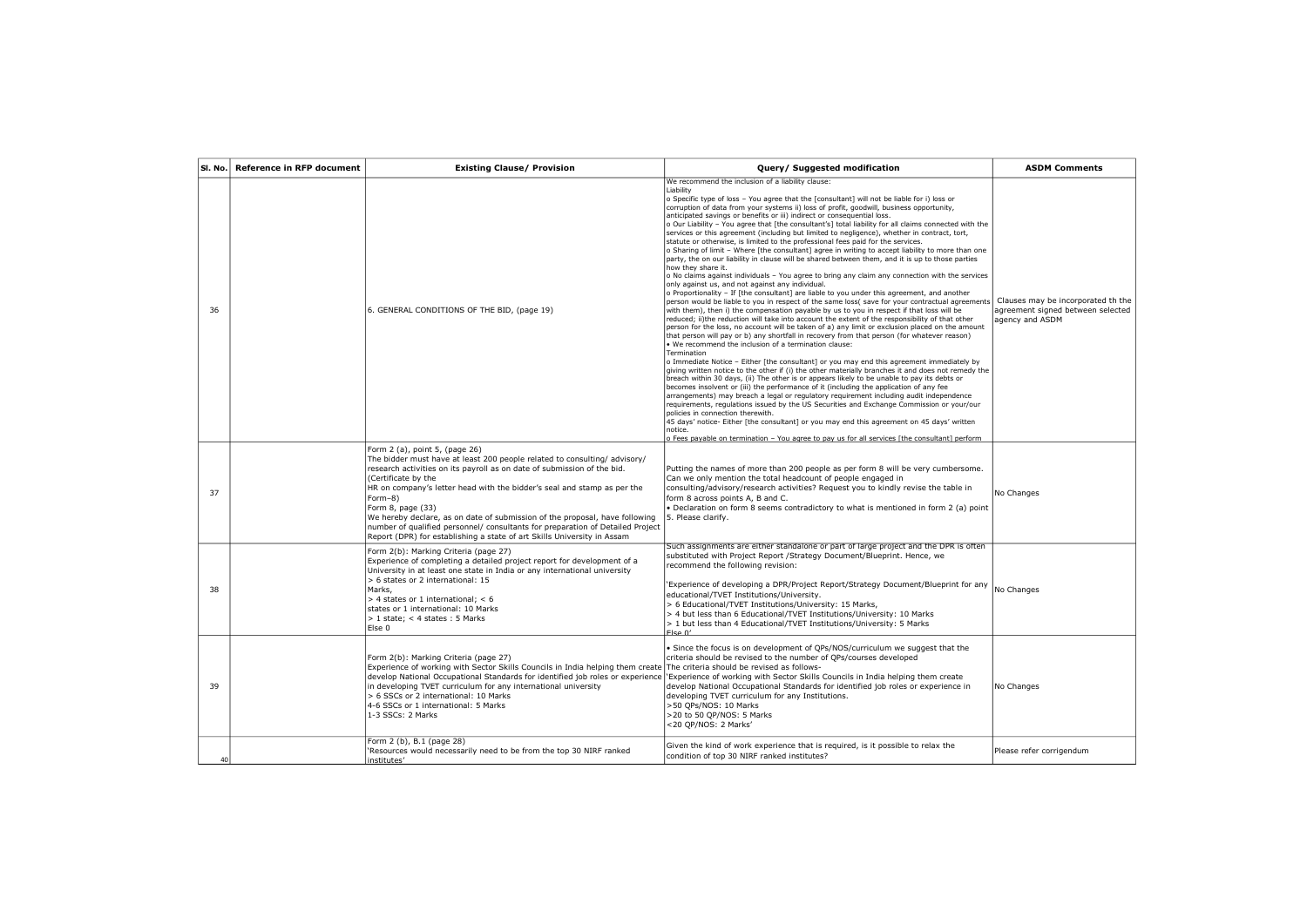| Sl. No. | Reference in RFP document | Existing Clause/ Provision | Query/ Suggested modification | ASDM Comments |
|---|---|---|---|---|
| 36 | | 6. GENERAL CONDITIONS OF THE BID, (page 19) | We recommend the inclusion of a liability clause:<br>Liability<br>o Specific type of loss – You agree that the [consultant] will not be liable for i) loss or corruption of data from your systems ii) loss of profit, goodwill, business opportunity, anticipated savings or benefits or iii) indirect or consequential loss.<br>o Our Liability – You agree that [the consultant's] total liability for all claims connected with the services or this agreement (including but limited to negligence), whether in contract, tort, statute or otherwise, is limited to the professional fees paid for the services.<br>o Sharing of limit – Where [the consultant] agree in writing to accept liability to more than one party, the on our liability in clause will be shared between them, and it is up to those parties how they share it.<br>o No claims against individuals – You agree to bring any claim any connection with the services only against us, and not against any individual.<br>o Proportionality – If [the consultant] are liable to you under this agreement, and another person would be liable to you in respect of the same loss( save for your contractual agreements with them), then i) the compensation payable by us to you in respect if that loss will be reduced; ii)the reduction will take into account the extent of the responsibility of that other person for the loss, no account will be taken of a) any limit or exclusion placed on the amount that person will pay or b) any shortfall in recovery from that person (for whatever reason)<br>• We recommend the inclusion of a termination clause:<br>Termination<br>o Immediate Notice – Either [the consultant] or you may end this agreement immediately by giving written notice to the other if (i) the other materially branches it and does not remedy the breach within 30 days, (ii) The other is or appears likely to be unable to pay its debts or becomes insolvent or (iii) the performance of it (including the application of any fee arrangements) may breach a legal or regulatory requirement including audit independence requirements, regulations issued by the US Securities and Exchange Commission or your/our policies in connection therewith.<br>45 days' notice- Either [the consultant] or you may end this agreement on 45 days' written notice.<br>o Fees payable on termination – You agree to pay us for all services [the consultant] perform | Clauses may be incorporated th the agreement signed between selected agency and ASDM |
| 37 | | Form 2 (a), point 5, (page 26)<br>The bidder must have at least 200 people related to consulting/ advisory/ research activities on its payroll as on date of submission of the bid.<br>(Certificate by the<br>HR on company's letter head with the bidder's seal and stamp as per the Form–8)<br>Form 8, page (33)<br>We hereby declare, as on date of submission of the proposal, have following number of qualified personnel/ consultants for preparation of Detailed Project Report (DPR) for establishing a state of art Skills University in Assam | Putting the names of more than 200 people as per form 8 will be very cumbersome. Can we only mention the total headcount of people engaged in consulting/advisory/research activities? Request you to kindly revise the table in form 8 across points A, B and C.<br>• Declaration on form 8 seems contradictory to what is mentioned in form 2 (a) point 5. Please clarify. | No Changes |
| 38 | | Form 2(b): Marking Criteria (page 27)<br>Experience of completing a detailed project report for development of a University in at least one state in India or any international university<br>> 6 states or 2 international: 15 Marks,<br>> 4 states or 1 international; < 6 states or 1 international: 10 Marks<br>> 1 state; < 4 states : 5 Marks<br>Else 0 | Such assignments are either standalone or part of large project and the DPR is often substituted with Project Report /Strategy Document/Blueprint. Hence, we recommend the following revision:<br>'Experience of developing a DPR/Project Report/Strategy Document/Blueprint for any educational/TVET Institutions/University.<br>> 6 Educational/TVET Institutions/University: 15 Marks,<br>> 4 but less than 6 Educational/TVET Institutions/University: 10 Marks<br>> 1 but less than 4 Educational/TVET Institutions/University: 5 Marks<br>Else 0' | No Changes |
| 39 | | Form 2(b): Marking Criteria (page 27)<br>Experience of working with Sector Skills Councils in India helping them create develop National Occupational Standards for identified job roles or experience in developing TVET curriculum for any international university<br>> 6 SSCs or 2 international: 10 Marks<br>4-6 SSCs or 1 international: 5 Marks<br>1-3 SSCs: 2 Marks | • Since the focus is on development of QPs/NOS/curriculum we suggest that the criteria should be revised to the number of QPs/courses developed<br>The criteria should be revised as follows-<br>'Experience of working with Sector Skills Councils in India helping them create develop National Occupational Standards for identified job roles or experience in developing TVET curriculum for any Institutions.<br>>50 QPs/NOS: 10 Marks<br>>20 to 50 QP/NOS: 5 Marks<br><20 QP/NOS: 2 Marks' | No Changes |
| 40 | | Form 2 (b), B.1 (page 28)<br>'Resources would necessarily need to be from the top 30 NIRF ranked institutes' | Given the kind of work experience that is required, is it possible to relax the condition of top 30 NIRF ranked institutes? | Please refer corrigendum |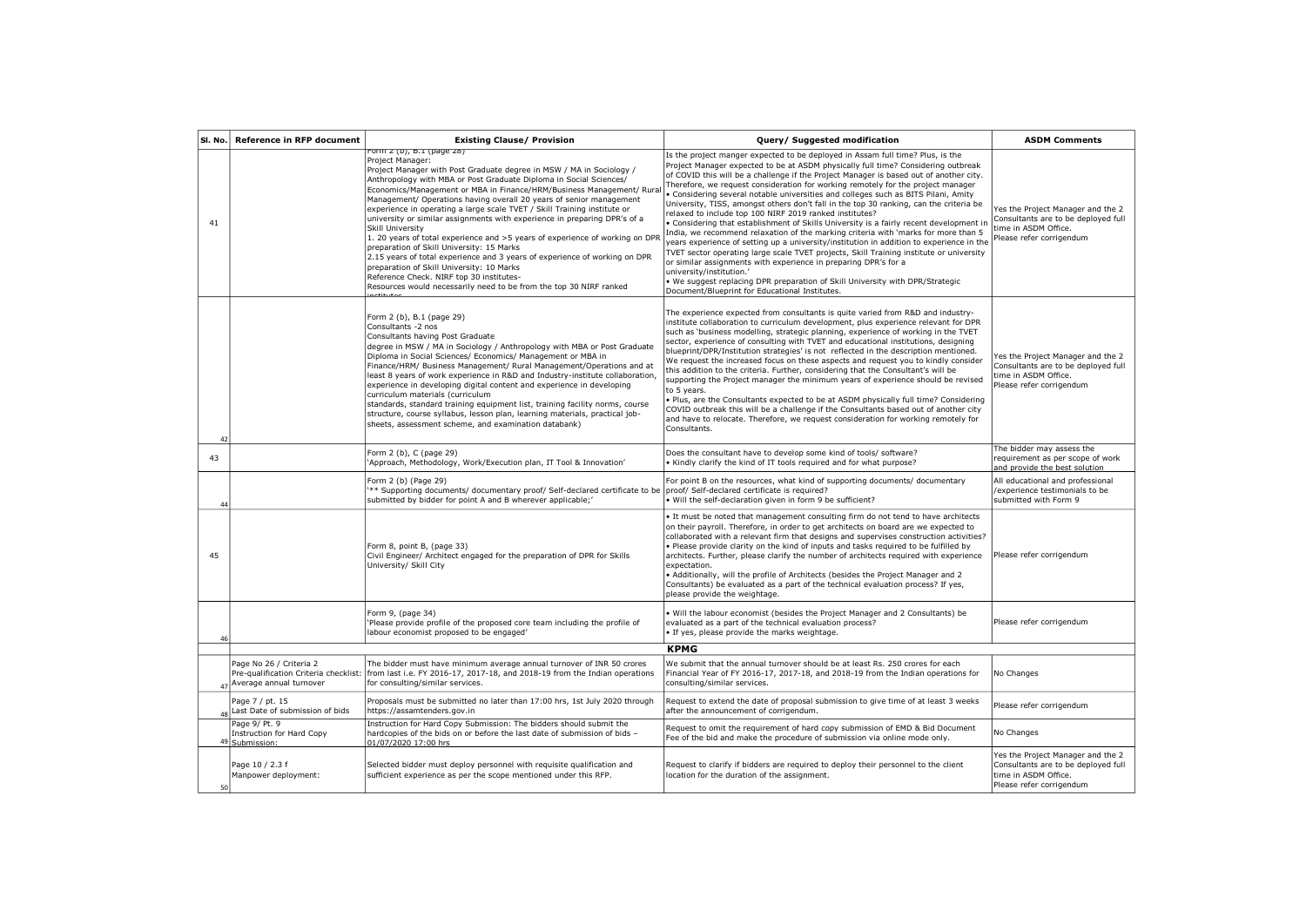| Sl. No. | Reference in RFP document | Existing Clause/ Provision | Query/ Suggested modification | ASDM Comments |
|---|---|---|---|---|
| 41 | | Form 2 (b), B.1 (page 28)<br>Project Manager:<br>Project Manager with Post Graduate degree in MSW / MA in Sociology / Anthropology with MBA or Post Graduate Diploma in Social Sciences/ Economics/Management or MBA in Finance/HRM/Business Management/ Rural Management/ Operations having overall 20 years of senior management experience in operating a large scale TVET / Skill Training institute or university or similar assignments with experience in preparing DPR's of a Skill University<br>1. 20 years of total experience and >5 years of experience of working on DPR preparation of Skill University: 15 Marks<br>2.15 years of total experience and 3 years of experience of working on DPR preparation of Skill University: 10 Marks<br>Reference Check. NIRF top 30 institutes-<br>Resources would necessarily need to be from the top 30 NIRF ranked institutes | Is the project manger expected to be deployed in Assam full time? Plus, is the Project Manager expected to be at ASDM physically full time? Considering outbreak of COVID this will be a challenge if the Project Manager is based out of another city. Therefore, we request consideration for working remotely for the project manager<br>• Considering several notable universities and colleges such as BITS Pilani, Amity University, TISS, amongst others don't fall in the top 30 ranking, can the criteria be relaxed to include top 100 NIRF 2019 ranked institutes?<br>• Considering that establishment of Skills University is a fairly recent development in India, we recommend relaxation of the marking criteria with 'marks for more than 5 years experience of setting up a university/institution in addition to experience in the TVET sector operating large scale TVET projects, Skill Training institute or university or similar assignments with experience in preparing DPR's for a university/institution.'<br>• We suggest replacing DPR preparation of Skill University with DPR/Strategic Document/Blueprint for Educational Institutes. | Yes the Project Manager and the 2 Consultants are to be deployed full time in ASDM Office.<br>Please refer corrigendum |
| 42 | | Form 2 (b), B.1 (page 29)<br>Consultants -2 nos<br>Consultants having Post Graduate<br>degree in MSW / MA in Sociology / Anthropology with MBA or Post Graduate Diploma in Social Sciences/ Economics/ Management or MBA in Finance/HRM/ Business Management/ Rural Management/Operations and at least 8 years of work experience in R&D and Industry-institute collaboration, experience in developing digital content and experience in developing curriculum materials (curriculum<br>standards, standard training equipment list, training facility norms, course structure, course syllabus, lesson plan, learning materials, practical job-sheets, assessment scheme, and examination databank) | The experience expected from consultants is quite varied from R&D and industry-institute collaboration to curriculum development, plus experience relevant for DPR such as 'business modelling, strategic planning, experience of working in the TVET sector, experience of consulting with TVET and educational institutions, designing blueprint/DPR/Institution strategies' is not reflected in the description mentioned. We request the increased focus on these aspects and request you to kindly consider this addition to the criteria. Further, considering that the Consultant's will be supporting the Project manager the minimum years of experience should be revised to 5 years.<br>• Plus, are the Consultants expected to be at ASDM physically full time? Considering COVID outbreak this will be a challenge if the Consultants based out of another city and have to relocate. Therefore, we request consideration for working remotely for Consultants. | Yes the Project Manager and the 2 Consultants are to be deployed full time in ASDM Office.<br>Please refer corrigendum |
| 43 | | Form 2 (b), C (page 29)<br>'Approach, Methodology, Work/Execution plan, IT Tool & Innovation' | Does the consultant have to develop some kind of tools/ software?<br>• Kindly clarify the kind of IT tools required and for what purpose? | The bidder may assess the requirement as per scope of work and provide the best solution |
| 44 | | Form 2 (b) (Page 29)<br>'** Supporting documents/ documentary proof/ Self-declared certificate to be submitted by bidder for point A and B wherever applicable;' | For point B on the resources, what kind of supporting documents/ documentary proof/ Self-declared certificate is required?<br>• Will the self-declaration given in form 9 be sufficient? | All educational and professional /experience testimonials to be submitted with Form 9 |
| 45 | | Form 8, point B, (page 33)<br>Civil Engineer/ Architect engaged for the preparation of DPR for Skills University/ Skill City | • It must be noted that management consulting firm do not tend to have architects on their payroll. Therefore, in order to get architects on board are we expected to collaborated with a relevant firm that designs and supervises construction activities?<br>• Please provide clarity on the kind of inputs and tasks required to be fulfilled by architects. Further, please clarify the number of architects required with experience expectation.<br>• Additionally, will the profile of Architects (besides the Project Manager and 2 Consultants) be evaluated as a part of the technical evaluation process? If yes, please provide the weightage. | Please refer corrigendum |
| 46 | | Form 9, (page 34)<br>'Please provide profile of the proposed core team including the profile of labour economist proposed to be engaged' | • Will the labour economist (besides the Project Manager and 2 Consultants) be evaluated as a part of the technical evaluation process?<br>• If yes, please provide the marks weightage. | Please refer corrigendum |
| | | | **KPMG** | |
| 47 | Page No 26 / Criteria 2<br>Pre-qualification Criteria checklist: Average annual turnover | The bidder must have minimum average annual turnover of INR 50 crores from last i.e. FY 2016-17, 2017-18, and 2018-19 from the Indian operations for consulting/similar services. | We submit that the annual turnover should be at least Rs. 250 crores for each Financial Year of FY 2016-17, 2017-18, and 2018-19 from the Indian operations for consulting/similar services. | No Changes |
| 48 | Page 7 / pt. 15<br>Last Date of submission of bids | Proposals must be submitted no later than 17:00 hrs, 1st July 2020 through https://assamtenders.gov.in | Request to extend the date of proposal submission to give time of at least 3 weeks after the announcement of corrigendum. | Please refer corrigendum |
| 49 | Page 9/ Pt. 9<br>Instruction for Hard Copy Submission: | Instruction for Hard Copy Submission: The bidders should submit the hardcopies of the bids on or before the last date of submission of bids – 01/07/2020 17:00 hrs | Request to omit the requirement of hard copy submission of EMD & Bid Document Fee of the bid and make the procedure of submission via online mode only. | No Changes |
| 50 | Page 10 / 2.3 f<br>Manpower deployment: | Selected bidder must deploy personnel with requisite qualification and sufficient experience as per the scope mentioned under this RFP. | Request to clarify if bidders are required to deploy their personnel to the client location for the duration of the assignment. | Yes the Project Manager and the 2 Consultants are to be deployed full time in ASDM Office.<br>Please refer corrigendum |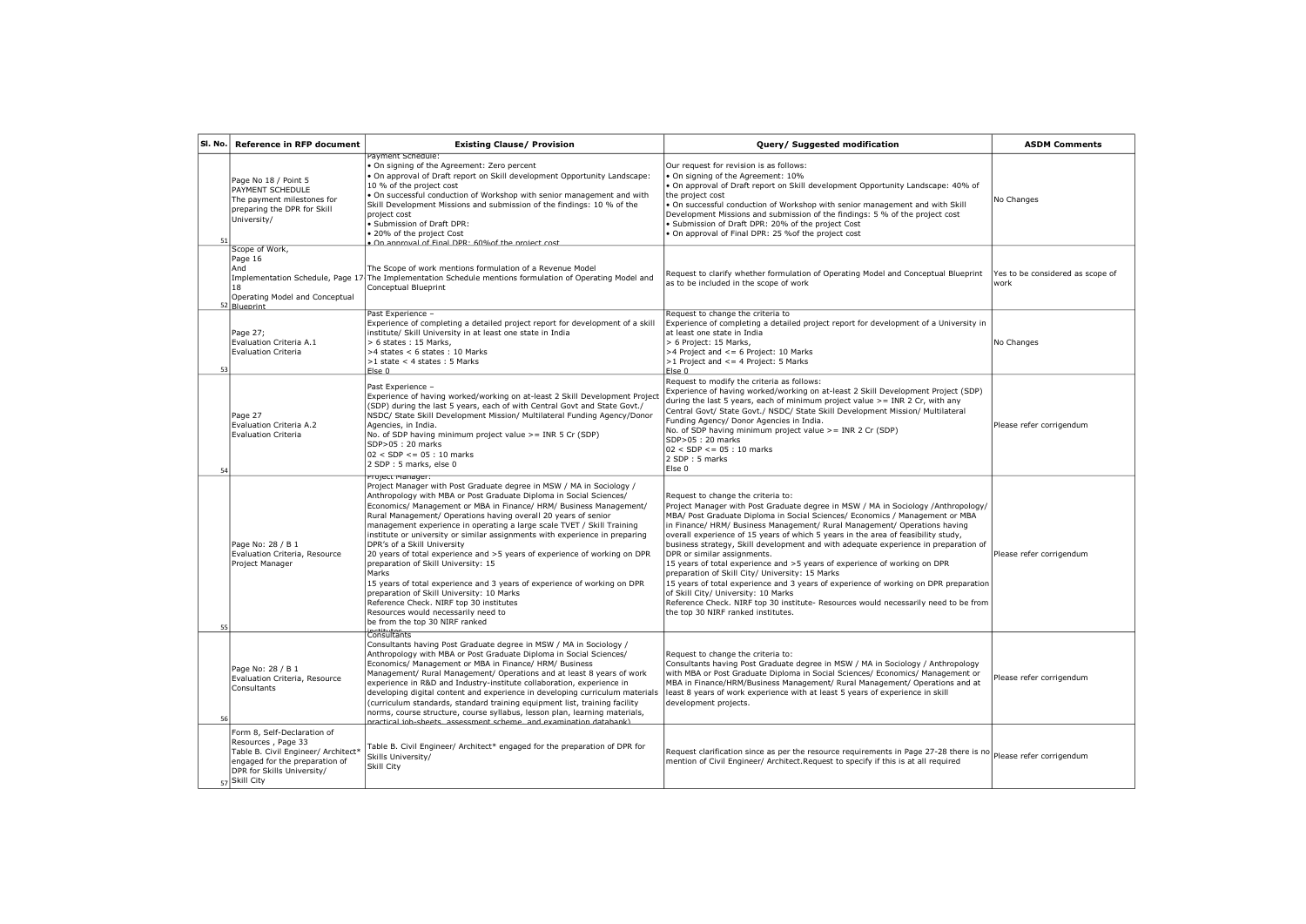| Sl. No. | Reference in RFP document | Existing Clause/ Provision | Query/ Suggested modification | ASDM Comments |
|---|---|---|---|---|
| 51 | Page No 18 / Point 5 PAYMENT SCHEDULE The payment milestones for preparing the DPR for Skill University/ | Payment Schedule: • On signing of the Agreement: Zero percent • On approval of Draft report on Skill development Opportunity Landscape: 10 % of the project cost • On successful conduction of Workshop with senior management and with Skill Development Missions and submission of the findings: 10 % of the project cost • Submission of Draft DPR: • 20% of the project Cost • On approval of Final DPR: 60%of the project cost | Our request for revision is as follows: • On signing of the Agreement: 10% • On approval of Draft report on Skill development Opportunity Landscape: 40% of the project cost • On successful conduction of Workshop with senior management and with Skill Development Missions and submission of the findings: 5 % of the project cost • Submission of Draft DPR: 20% of the project Cost • On approval of Final DPR: 25 %of the project cost | No Changes |
| 52 | Scope of Work, Page 16 And Implementation Schedule, Page 17-18 Operating Model and Conceptual Blueprint | The Scope of work mentions formulation of a Revenue Model The Implementation Schedule mentions formulation of Operating Model and Conceptual Blueprint | Request to clarify whether formulation of Operating Model and Conceptual Blueprint as to be included in the scope of work | Yes to be considered as scope of work |
| 53 | Page 27; Evaluation Criteria A.1 Evaluation Criteria | Past Experience – Experience of completing a detailed project report for development of a skill institute/ Skill University in at least one state in India > 6 states : 15 Marks, >4 states < 6 states : 10 Marks >1 state < 4 states : 5 Marks Else 0 | Request to change the criteria to Experience of completing a detailed project report for development of a University in at least one state in India > 6 Project: 15 Marks, >4 Project and <= 6 Project: 10 Marks >1 Project and <= 4 Project: 5 Marks Else 0 | No Changes |
| 54 | Page 27 Evaluation Criteria A.2 Evaluation Criteria | Past Experience – Experience of having worked/working on at-least 2 Skill Development Project (SDP) during the last 5 years, each of with Central Govt and State Govt./ NSDC/ State Skill Development Mission/ Multilateral Funding Agency/Donor Agencies, in India. No. of SDP having minimum project value >= INR 5 Cr (SDP) SDP>05 : 20 marks 02 < SDP <= 05 : 10 marks 2 SDP : 5 marks, else 0 | Request to modify the criteria as follows: Experience of having worked/working on at-least 2 Skill Development Project (SDP) during the last 5 years, each of minimum project value >= INR 2 Cr, with any Central Govt/ State Govt./ NSDC/ State Skill Development Mission/ Multilateral Funding Agency/ Donor Agencies in India. No. of SDP having minimum project value >= INR 2 Cr (SDP) SDP>05 : 20 marks 02 < SDP <= 05 : 10 marks 2 SDP : 5 marks Else 0 | Please refer corrigendum |
| 55 | Page No: 28 / B 1 Evaluation Criteria, Resource Project Manager | Project Manager: Project Manager with Post Graduate degree in MSW / MA in Sociology / Anthropology with MBA or Post Graduate Diploma in Social Sciences/ Economics/ Management or MBA in Finance/ HRM/ Business Management/ Rural Management/ Operations having overall 20 years of senior management experience in operating a large scale TVET / Skill Training institute or university or similar assignments with experience in preparing DPR's of a Skill University 20 years of total experience and >5 years of experience of working on DPR preparation of Skill University: 15 Marks 15 years of total experience and 3 years of experience of working on DPR preparation of Skill University: 10 Marks Reference Check. NIRF top 30 institutes Resources would necessarily need to be from the top 30 NIRF ranked institutes | Request to change the criteria to: Project Manager with Post Graduate degree in MSW / MA in Sociology /Anthropology/ MBA/ Post Graduate Diploma in Social Sciences/ Economics / Management or MBA in Finance/ HRM/ Business Management/ Rural Management/ Operations having overall experience of 15 years of which 5 years in the area of feasibility study, business strategy, Skill development and with adequate experience in preparation of DPR or similar assignments. 15 years of total experience and >5 years of experience of working on DPR preparation of Skill City/ University: 15 Marks 15 years of total experience and 3 years of experience of working on DPR preparation of Skill City/ University: 10 Marks Reference Check. NIRF top 30 institute- Resources would necessarily need to be from the top 30 NIRF ranked institutes. | Please refer corrigendum |
| 56 | Page No: 28 / B 1 Evaluation Criteria, Resource Consultants | Consultants Consultants having Post Graduate degree in MSW / MA in Sociology / Anthropology with MBA or Post Graduate Diploma in Social Sciences/ Economics/ Management or MBA in Finance/ HRM/ Business Management/ Rural Management/ Operations and at least 8 years of work experience in R&D and Industry-institute collaboration, experience in developing digital content and experience in developing curriculum materials (curriculum standards, standard training equipment list, training facility norms, course structure, course syllabus, lesson plan, learning materials, practical job-sheets, assessment scheme, and examination databank) | Request to change the criteria to: Consultants having Post Graduate degree in MSW / MA in Sociology / Anthropology with MBA or Post Graduate Diploma in Social Sciences/ Economics/ Management or MBA in Finance/HRM/Business Management/ Rural Management/ Operations and at least 8 years of work experience with at least 5 years of experience in skill development projects. | Please refer corrigendum |
| 57 | Form 8, Self-Declaration of Resources , Page 33 Table B. Civil Engineer/ Architect* engaged for the preparation of DPR for Skills University/ Skill City | Table B. Civil Engineer/ Architect* engaged for the preparation of DPR for Skills University/ Skill City | Request clarification since as per the resource requirements in Page 27-28 there is no mention of Civil Engineer/ Architect.Request to specify if this is at all required | Please refer corrigendum |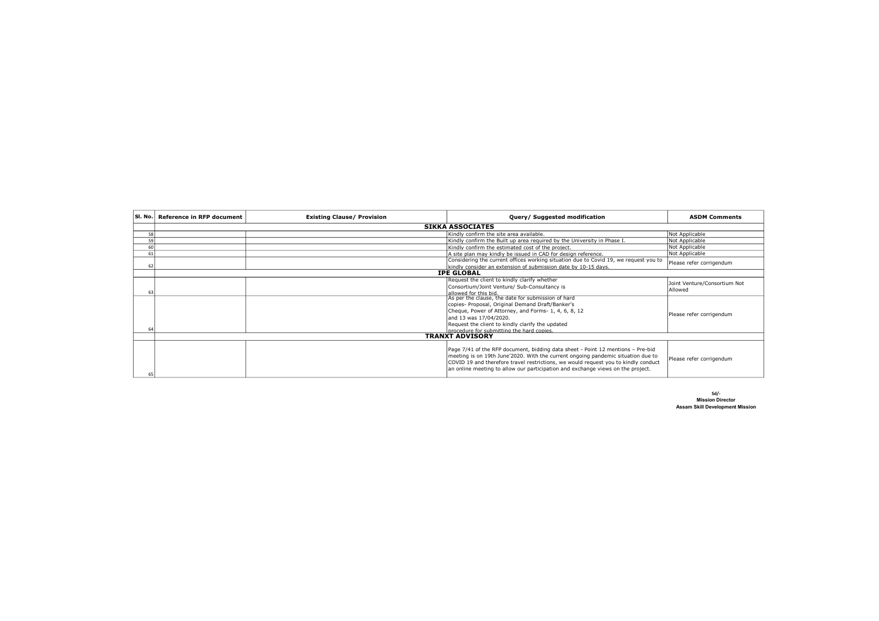| Sl. No. | Reference in RFP document | Existing Clause/ Provision | Query/ Suggested modification | ASDM Comments |
|---|---|---|---|---|
| | | | **SIKKA ASSOCIATES** | |
| 58 | | | Kindly confirm the site area available. | Not Applicable |
| 59 | | | Kindly confirm the Built up area required by the University in Phase I. | Not Applicable |
| 60 | | | Kindly confirm the estimated cost of the project. | Not Applicable |
| 61 | | | A site plan may kindly be issued in CAD for design reference. | Not Applicable |
| 62 | | | Considering the current offices working situation due to Covid 19, we request you to kindly consider an extension of submission date by 10-15 days. | Please refer corrigendum |
| | | | **IPE GLOBAL** | |
| 63 | | | Request the client to kindly clarify whether Consortium/Joint Venture/ Sub-Consultancy is allowed for this bid. | Joint Venture/Consortium Not Allowed |
| 64 | | | As per the clause, the date for submission of hard copies- Proposal, Original Demand Draft/Banker's Cheque, Power of Attorney, and Forms- 1, 4, 6, 8, 12 and 13 was 17/04/2020. Request the client to kindly clarify the updated procedure for submitting the hard copies. | Please refer corrigendum |
| | | | **TRANXT ADVISORY** | |
| 65 | | | Page 7/41 of the RFP document, bidding data sheet - Point 12 mentions – Pre-bid meeting is on 19th June'2020. With the current ongoing pandemic situation due to COVID 19 and therefore travel restrictions, we would request you to kindly conduct an online meeting to allow our participation and exchange views on the project. | Please refer corrigendum |

Sd/-
**Mission Director**
**Assam Skill Development Mission**